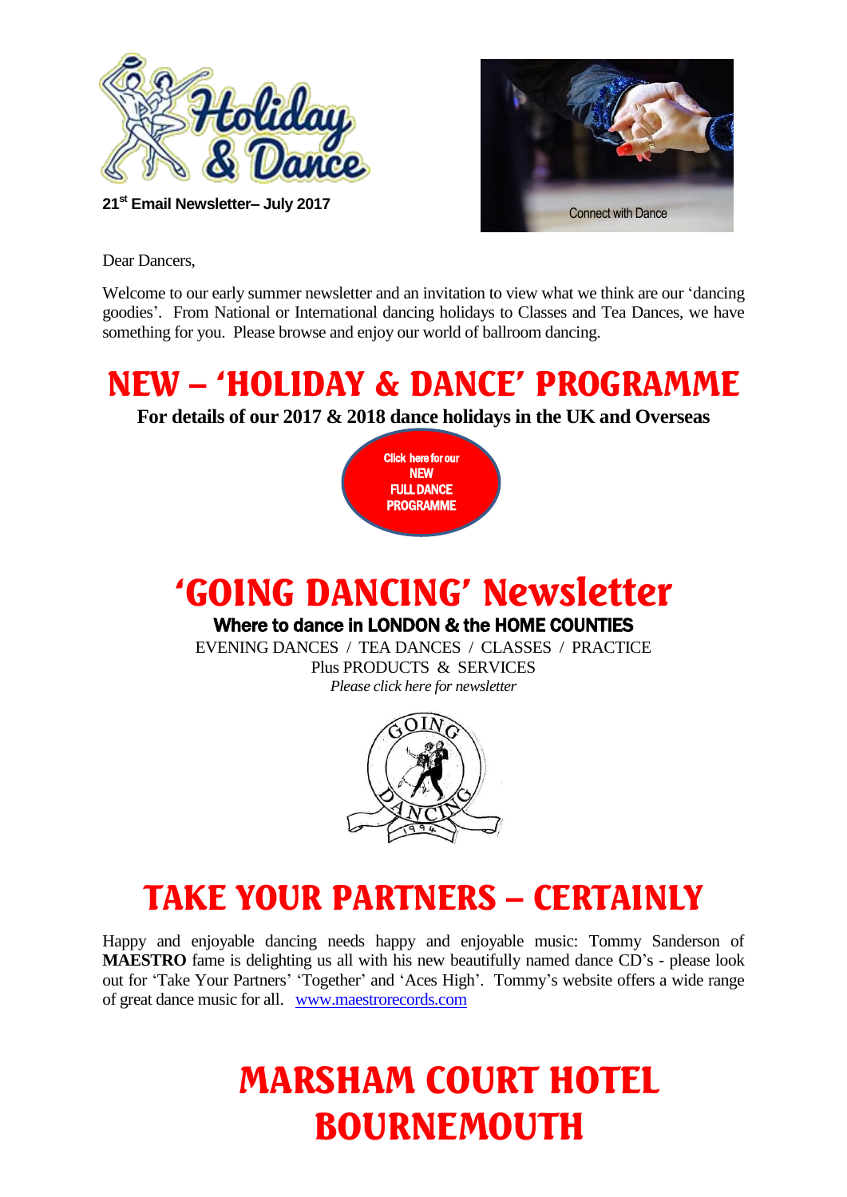21st Email Newsletter– July 2017

Connect with Dance

Dear Dancers,

Welcome to our early summer newsletter and an invitation to view what we think are our 'dancing goodies'. From National or International dancing holidays to Classes and Tea Dances, we have something for you. Please browse and enjoy our world of ballroom dancing.

# NEW – 'HOLIDAY & DANCE' PROGRAMME

**For details of our 2017 & 2018 dance holidays in the UK and Overseas**

**Click here for our NEW FULL DANCE PROGRAMME**

# 'GOING DANCING' Newsletter

**Where to dance in LONDON & the HOME COUNTIES**

EVENING DANCES / TEA DANCES / CLASSES / PRACTICE
Plus PRODUCTS & SERVICES
*Please click here for newsletter*

# TAKE YOUR PARTNERS – CERTAINLY

Happy and enjoyable dancing needs happy and enjoyable music: Tommy Sanderson of **MAESTRO** fame is delighting us all with his new beautifully named dance CD's - please look out for 'Take Your Partners' 'Together' and 'Aces High'. Tommy's website offers a wide range of great dance music for all. www.maestrorecords.com

# MARSHAM COURT HOTEL BOURNEMOUTH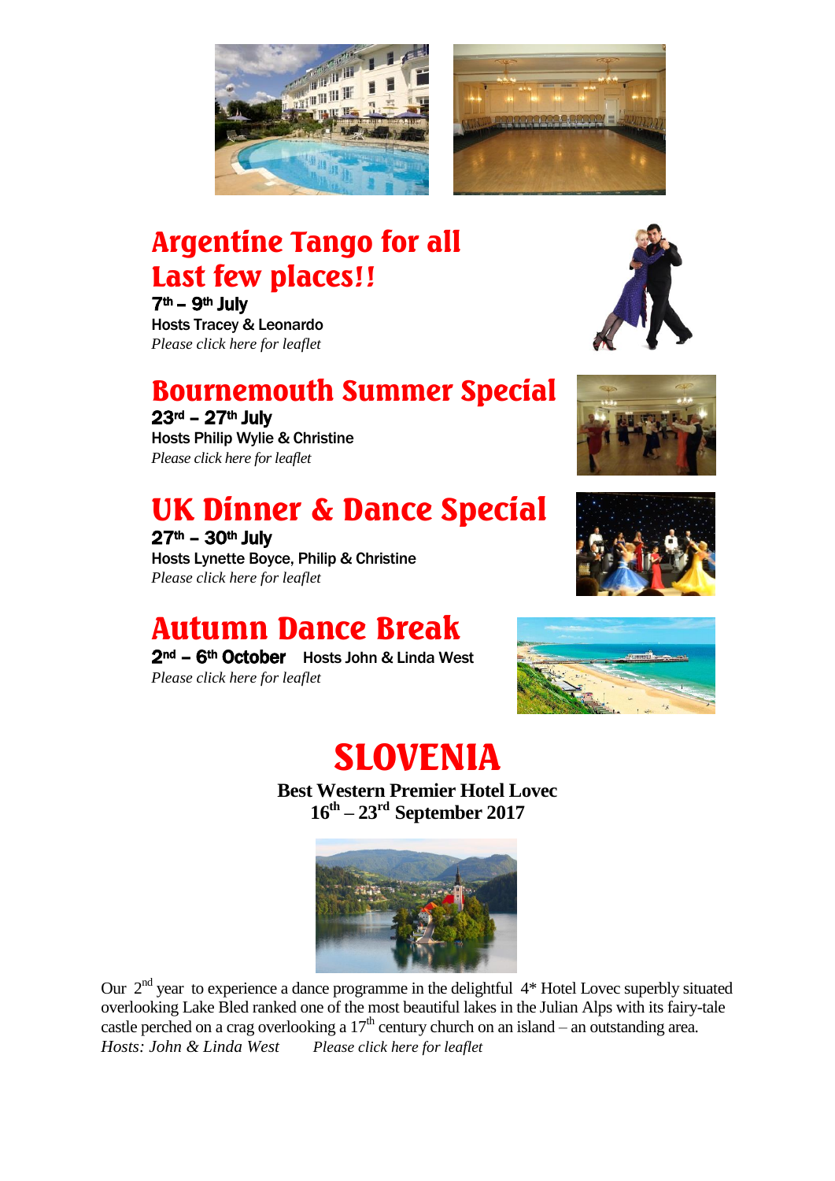## Argentine Tango for all
## Last few places!!

**7th – 9th July**

Hosts Tracey & Leonardo

*Please click here for leaflet*

## Bournemouth Summer Special

**23rd – 27th July**

Hosts Philip Wylie & Christine

*Please click here for leaflet*

## UK Dinner & Dance Special

**27th – 30th July**

Hosts Lynette Boyce, Philip & Christine

*Please click here for leaflet*

## Autumn Dance Break

**2nd – 6th October** Hosts John & Linda West

*Please click here for leaflet*

# SLOVENIA

**Best Western Premier Hotel Lovec**
**16th – 23rd September 2017**

Our 2nd year to experience a dance programme in the delightful 4* Hotel Lovec superbly situated overlooking Lake Bled ranked one of the most beautiful lakes in the Julian Alps with its fairy-tale castle perched on a crag overlooking a 17th century church on an island – an outstanding area.

*Hosts: John & Linda West* *Please click here for leaflet*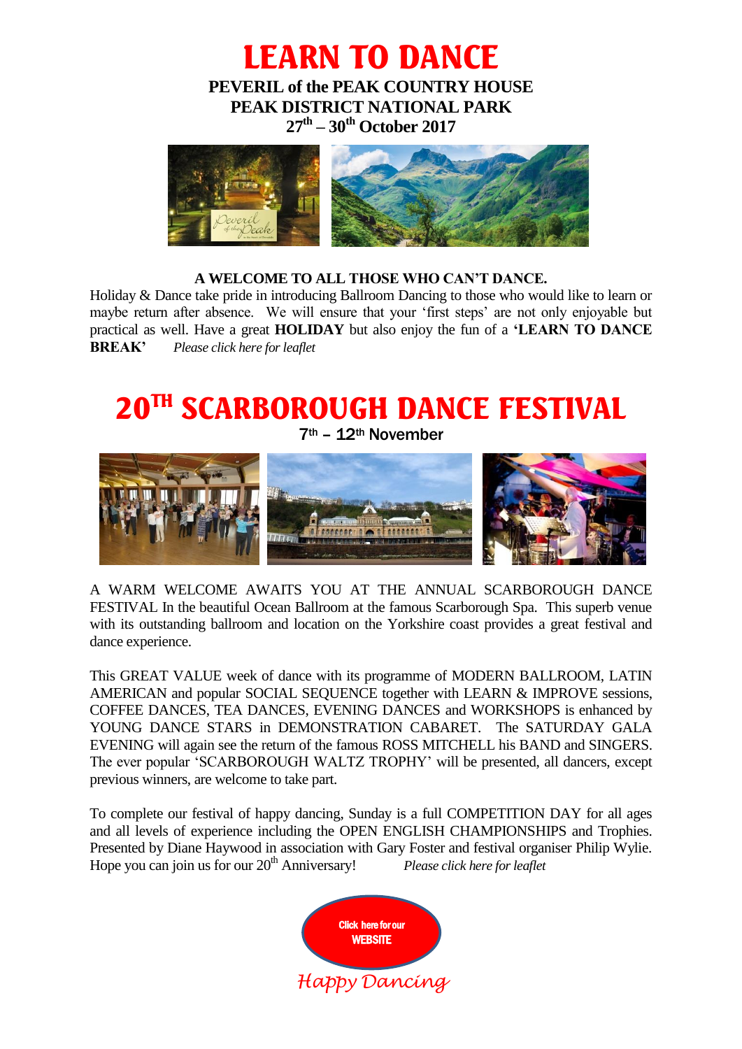# LEARN TO DANCE

**PEVERIL of the PEAK COUNTRY HOUSE**
**PEAK DISTRICT NATIONAL PARK**
**27th – 30th October 2017**

**A WELCOME TO ALL THOSE WHO CAN'T DANCE.**

Holiday & Dance take pride in introducing Ballroom Dancing to those who would like to learn or maybe return after absence. We will ensure that your 'first steps' are not only enjoyable but practical as well. Have a great **HOLIDAY** but also enjoy the fun of a **'LEARN TO DANCE BREAK'** *Please click here for leaflet*

# 20TH SCARBOROUGH DANCE FESTIVAL

**7th – 12th November**

A WARM WELCOME AWAITS YOU AT THE ANNUAL SCARBOROUGH DANCE FESTIVAL In the beautiful Ocean Ballroom at the famous Scarborough Spa. This superb venue with its outstanding ballroom and location on the Yorkshire coast provides a great festival and dance experience.

This GREAT VALUE week of dance with its programme of MODERN BALLROOM, LATIN AMERICAN and popular SOCIAL SEQUENCE together with LEARN & IMPROVE sessions, COFFEE DANCES, TEA DANCES, EVENING DANCES and WORKSHOPS is enhanced by YOUNG DANCE STARS in DEMONSTRATION CABARET. The SATURDAY GALA EVENING will again see the return of the famous ROSS MITCHELL his BAND and SINGERS. The ever popular 'SCARBOROUGH WALTZ TROPHY' will be presented, all dancers, except previous winners, are welcome to take part.

To complete our festival of happy dancing, Sunday is a full COMPETITION DAY for all ages and all levels of experience including the OPEN ENGLISH CHAMPIONSHIPS and Trophies. Presented by Diane Haywood in association with Gary Foster and festival organiser Philip Wylie. Hope you can join us for our 20th Anniversary! *Please click here for leaflet*

**Click here for our WEBSITE**

*Happy Dancing*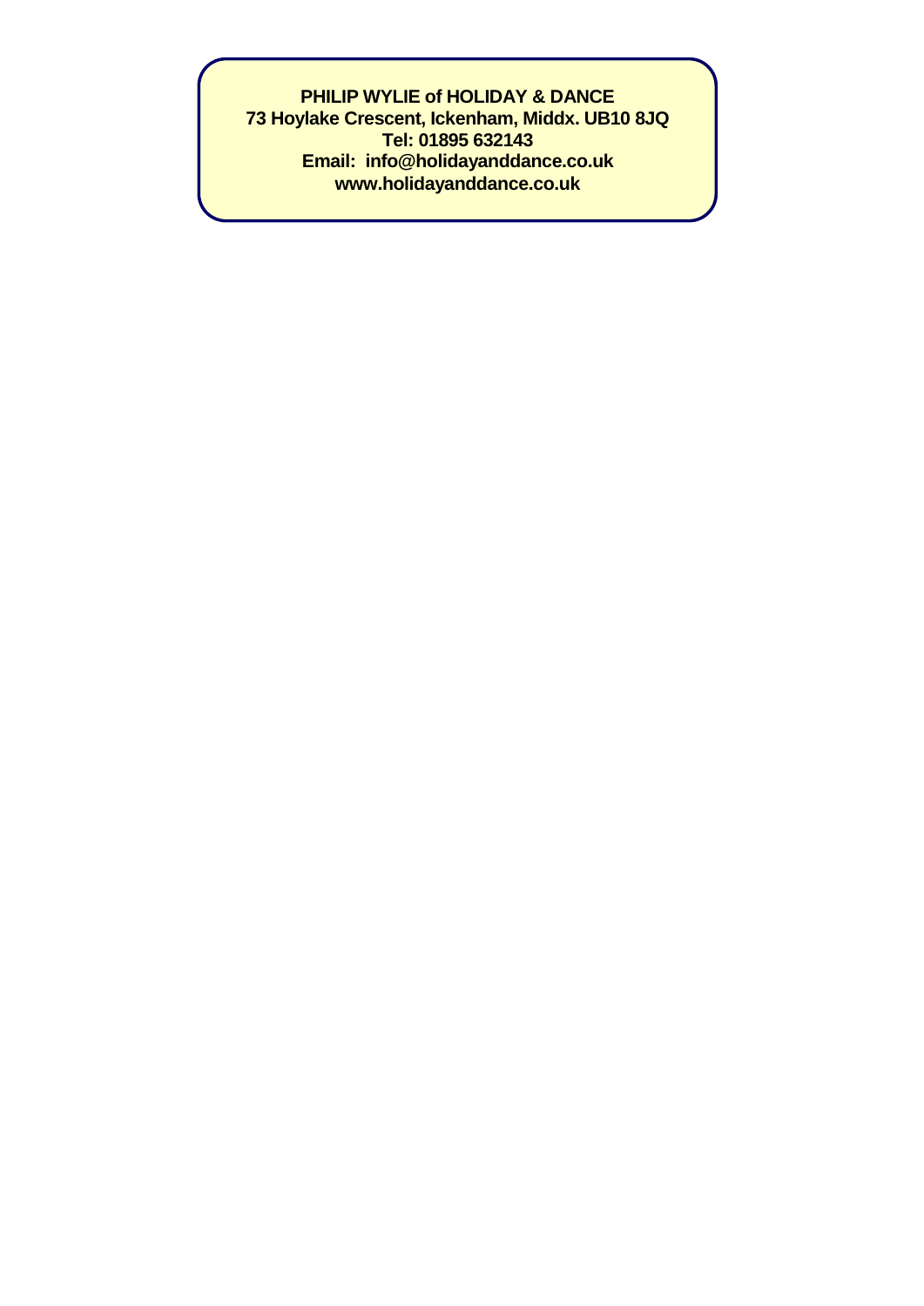**PHILIP WYLIE of HOLIDAY & DANCE**
**73 Hoylake Crescent, Ickenham, Middx. UB10 8JQ**
**Tel: 01895 632143**
**Email: info@holidayanddance.co.uk**
**www.holidayanddance.co.uk**